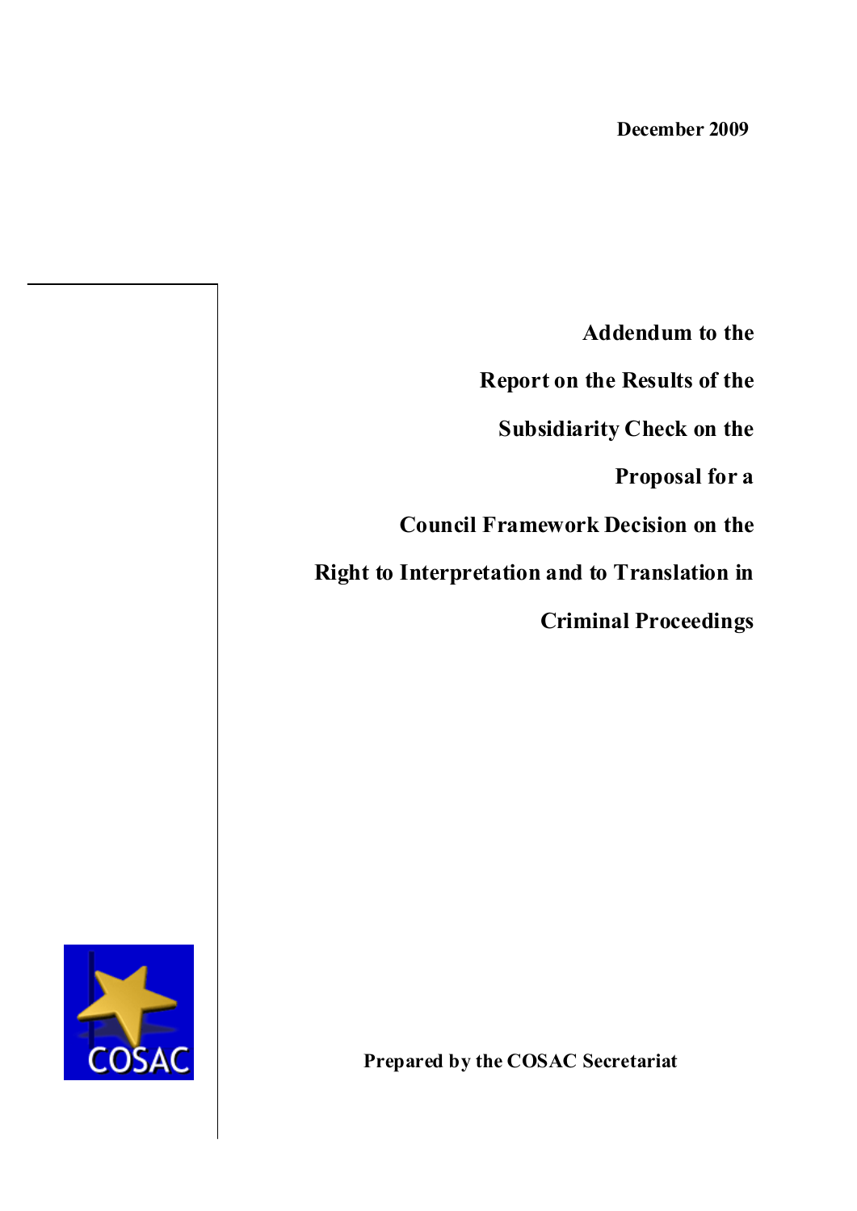December 2009

# Addendum to the Report on the Results of the Subsidiarity Check on the Proposal for a Council Framework Decision on the Right to Interpretation and to Translation in Criminal Proceedings

COSAC

**Prepared by the COSAC Secretariat**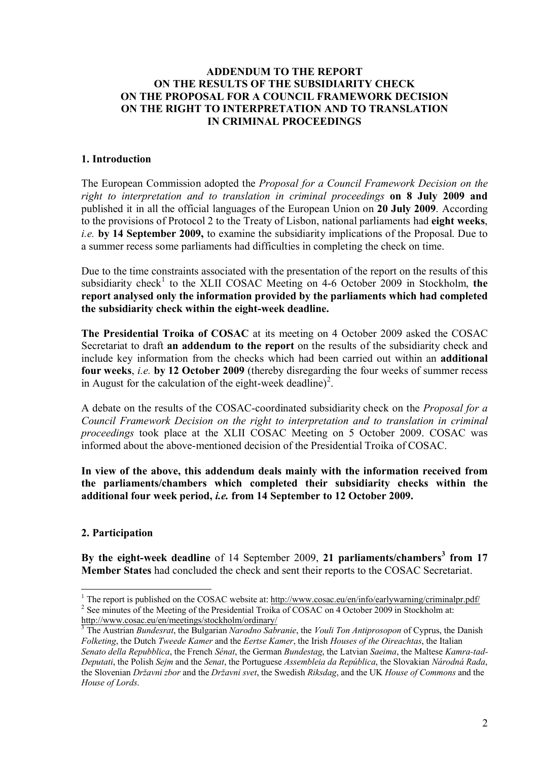**ADDENDUM TO THE REPORT ON THE RESULTS OF THE SUBSIDIARITY CHECK ON THE PROPOSAL FOR A COUNCIL FRAMEWORK DECISION ON THE RIGHT TO INTERPRETATION AND TO TRANSLATION IN CRIMINAL PROCEEDINGS**

## 1. Introduction

The European Commission adopted the *Proposal for a Council Framework Decision on the right to interpretation and to translation in criminal proceedings* **on 8 July 2009 and** published it in all the official languages of the European Union on **20 July 2009**. According to the provisions of Protocol 2 to the Treaty of Lisbon, national parliaments had **eight weeks**, *i.e.* **by 14 September 2009,** to examine the subsidiarity implications of the Proposal. Due to a summer recess some parliaments had difficulties in completing the check on time.

Due to the time constraints associated with the presentation of the report on the results of this subsidiarity check[1] to the XLII COSAC Meeting on 4-6 October 2009 in Stockholm, **the report analysed only the information provided by the parliaments which had completed the subsidiarity check within the eight-week deadline.**

**The Presidential Troika of COSAC** at its meeting on 4 October 2009 asked the COSAC Secretariat to draft **an addendum to the report** on the results of the subsidiarity check and include key information from the checks which had been carried out within an **additional four weeks**, *i.e.* **by 12 October 2009** (thereby disregarding the four weeks of summer recess in August for the calculation of the eight-week deadline)[2].

A debate on the results of the COSAC-coordinated subsidiarity check on the *Proposal for a Council Framework Decision on the right to interpretation and to translation in criminal proceedings* took place at the XLII COSAC Meeting on 5 October 2009. COSAC was informed about the above-mentioned decision of the Presidential Troika of COSAC.

**In view of the above, this addendum deals mainly with the information received from the parliaments/chambers which completed their subsidiarity checks within the additional four week period, *i.e.* from 14 September to 12 October 2009.**

## 2. Participation

**By the eight-week deadline** of 14 September 2009, **21 parliaments/chambers[3] from 17 Member States** had concluded the check and sent their reports to the COSAC Secretariat.

---

[1] The report is published on the COSAC website at: http://www.cosac.eu/en/info/earlywarning/criminalpr.pdf/

[2] See minutes of the Meeting of the Presidential Troika of COSAC on 4 October 2009 in Stockholm at: http://www.cosac.eu/en/meetings/stockholm/ordinary/

[3] The Austrian *Bundesrat*, the Bulgarian *Narodno Sabranie*, the *Vouli Ton Antiprosopon* of Cyprus, the Danish *Folketing*, the Dutch *Tweede Kamer* and the *Eertse Kamer*, the Irish *Houses of the Oireachtas*, the Italian *Senato della Repubblica*, the French *Sénat*, the German *Bundestag*, the Latvian *Saeima*, the Maltese *Kamra-tad-Deputati*, the Polish *Sejm* and the *Senat*, the Portuguese *Assembleia da República*, the Slovakian *Národná Rada*, the Slovenian *Državni zbor* and the *Državni svet*, the Swedish *Riksdag*, and the UK *House of Commons* and the *House of Lords*.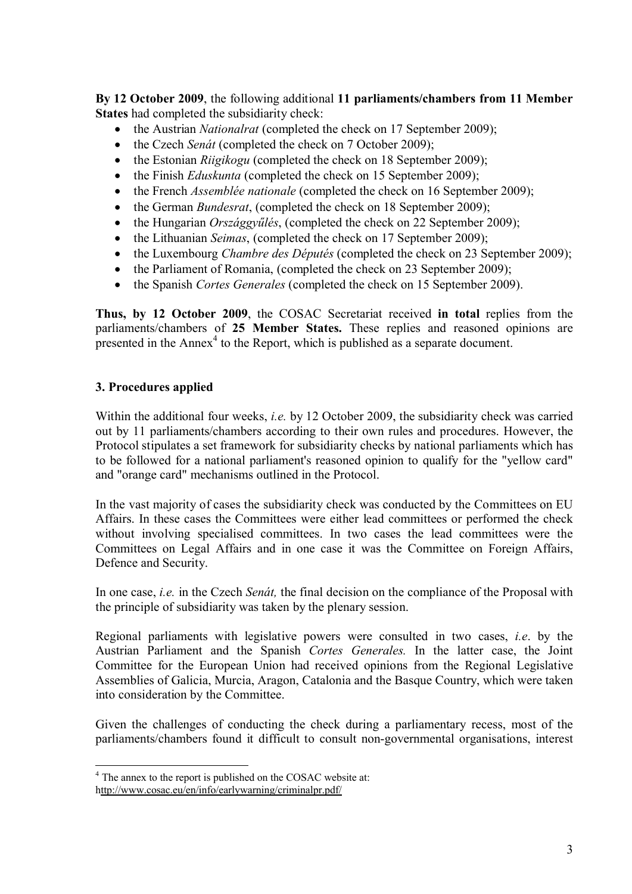**By 12 October 2009**, the following additional **11 parliaments/chambers from 11 Member States** had completed the subsidiarity check:

- the Austrian *Nationalrat* (completed the check on 17 September 2009);
- the Czech *Senát* (completed the check on 7 October 2009);
- the Estonian *Riigikogu* (completed the check on 18 September 2009);
- the Finish *Eduskunta* (completed the check on 15 September 2009);
- the French *Assemblée nationale* (completed the check on 16 September 2009);
- the German *Bundesrat*, (completed the check on 18 September 2009);
- the Hungarian *Országgyűlés*, (completed the check on 22 September 2009);
- the Lithuanian *Seimas*, (completed the check on 17 September 2009);
- the Luxembourg *Chambre des Députés* (completed the check on 23 September 2009);
- the Parliament of Romania, (completed the check on 23 September 2009);
- the Spanish *Cortes Generales* (completed the check on 15 September 2009).

**Thus, by 12 October 2009**, the COSAC Secretariat received **in total** replies from the parliaments/chambers of **25 Member States.** These replies and reasoned opinions are presented in the Annex[4] to the Report, which is published as a separate document.

## 3. Procedures applied

Within the additional four weeks, *i.e.* by 12 October 2009, the subsidiarity check was carried out by 11 parliaments/chambers according to their own rules and procedures. However, the Protocol stipulates a set framework for subsidiarity checks by national parliaments which has to be followed for a national parliament's reasoned opinion to qualify for the "yellow card" and "orange card" mechanisms outlined in the Protocol.

In the vast majority of cases the subsidiarity check was conducted by the Committees on EU Affairs. In these cases the Committees were either lead committees or performed the check without involving specialised committees. In two cases the lead committees were the Committees on Legal Affairs and in one case it was the Committee on Foreign Affairs, Defence and Security.

In one case, *i.e.* in the Czech *Senát,* the final decision on the compliance of the Proposal with the principle of subsidiarity was taken by the plenary session.

Regional parliaments with legislative powers were consulted in two cases, *i.e*. by the Austrian Parliament and the Spanish *Cortes Generales.* In the latter case, the Joint Committee for the European Union had received opinions from the Regional Legislative Assemblies of Galicia, Murcia, Aragon, Catalonia and the Basque Country, which were taken into consideration by the Committee.

Given the challenges of conducting the check during a parliamentary recess, most of the parliaments/chambers found it difficult to consult non-governmental organisations, interest

[4] The annex to the report is published on the COSAC website at: http://www.cosac.eu/en/info/earlywarning/criminalpr.pdf/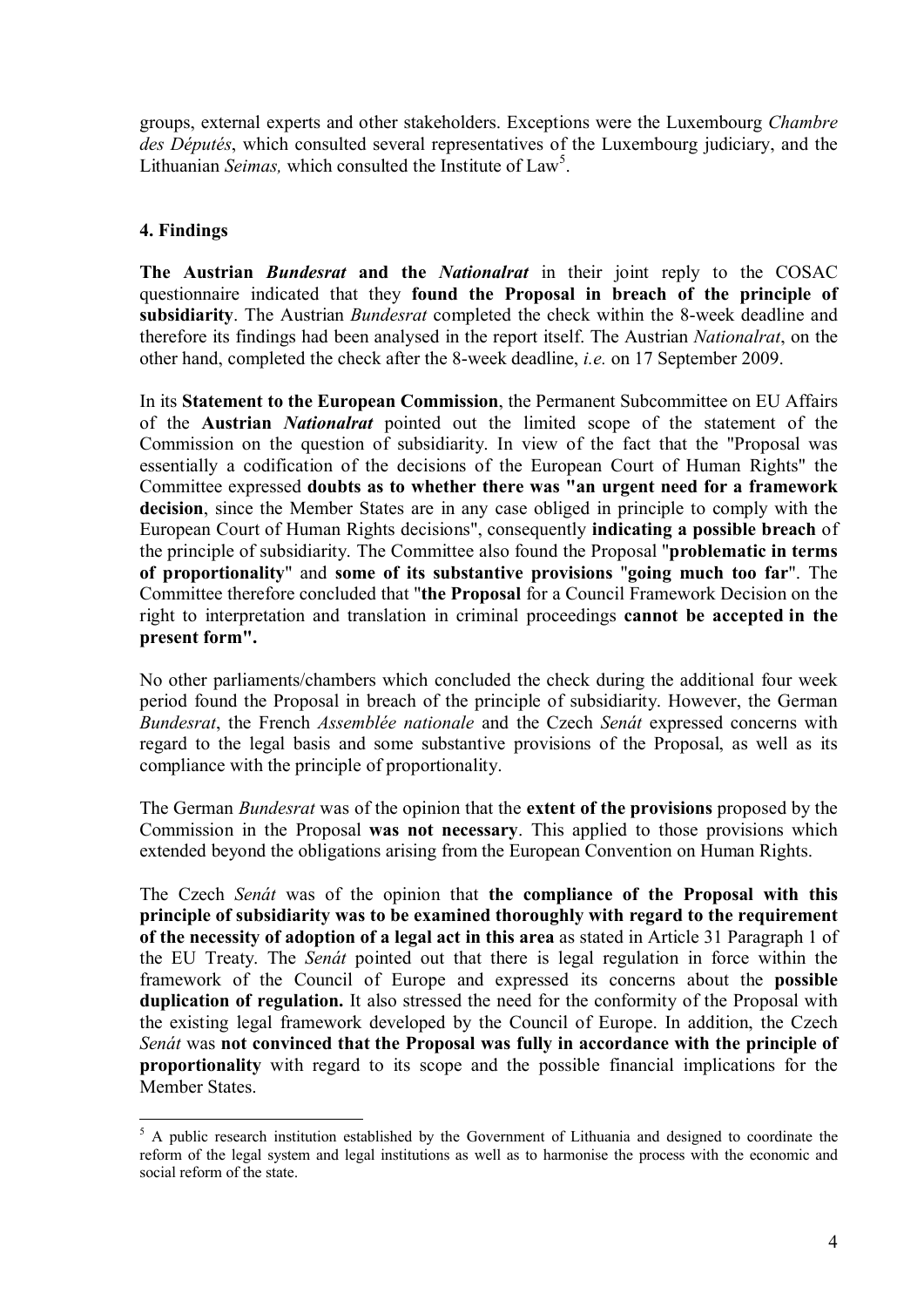groups, external experts and other stakeholders. Exceptions were the Luxembourg *Chambre des Députés*, which consulted several representatives of the Luxembourg judiciary, and the Lithuanian *Seimas,* which consulted the Institute of Law[5].

## 4. Findings

**The Austrian *Bundesrat* and the *Nationalrat*** in their joint reply to the COSAC questionnaire indicated that they **found the Proposal in breach of the principle of subsidiarity**. The Austrian *Bundesrat* completed the check within the 8-week deadline and therefore its findings had been analysed in the report itself. The Austrian *Nationalrat*, on the other hand, completed the check after the 8-week deadline, *i.e.* on 17 September 2009.

In its **Statement to the European Commission**, the Permanent Subcommittee on EU Affairs of the **Austrian *Nationalrat*** pointed out the limited scope of the statement of the Commission on the question of subsidiarity. In view of the fact that the "Proposal was essentially a codification of the decisions of the European Court of Human Rights" the Committee expressed **doubts as to whether there was "an urgent need for a framework decision**, since the Member States are in any case obliged in principle to comply with the European Court of Human Rights decisions", consequently **indicating a possible breach** of the principle of subsidiarity. The Committee also found the Proposal "**problematic in terms of proportionality**" and **some of its substantive provisions** "**going much too far**". The Committee therefore concluded that "**the Proposal** for a Council Framework Decision on the right to interpretation and translation in criminal proceedings **cannot be accepted in the present form".**

No other parliaments/chambers which concluded the check during the additional four week period found the Proposal in breach of the principle of subsidiarity. However, the German *Bundesrat*, the French *Assemblée nationale* and the Czech *Senát* expressed concerns with regard to the legal basis and some substantive provisions of the Proposal, as well as its compliance with the principle of proportionality.

The German *Bundesrat* was of the opinion that the **extent of the provisions** proposed by the Commission in the Proposal **was not necessary**. This applied to those provisions which extended beyond the obligations arising from the European Convention on Human Rights.

The Czech *Senát* was of the opinion that **the compliance of the Proposal with this principle of subsidiarity was to be examined thoroughly with regard to the requirement of the necessity of adoption of a legal act in this area** as stated in Article 31 Paragraph 1 of the EU Treaty. The *Senát* pointed out that there is legal regulation in force within the framework of the Council of Europe and expressed its concerns about the **possible duplication of regulation.** It also stressed the need for the conformity of the Proposal with the existing legal framework developed by the Council of Europe. In addition, the Czech *Senát* was **not convinced that the Proposal was fully in accordance with the principle of proportionality** with regard to its scope and the possible financial implications for the Member States.

[5] A public research institution established by the Government of Lithuania and designed to coordinate the reform of the legal system and legal institutions as well as to harmonise the process with the economic and social reform of the state.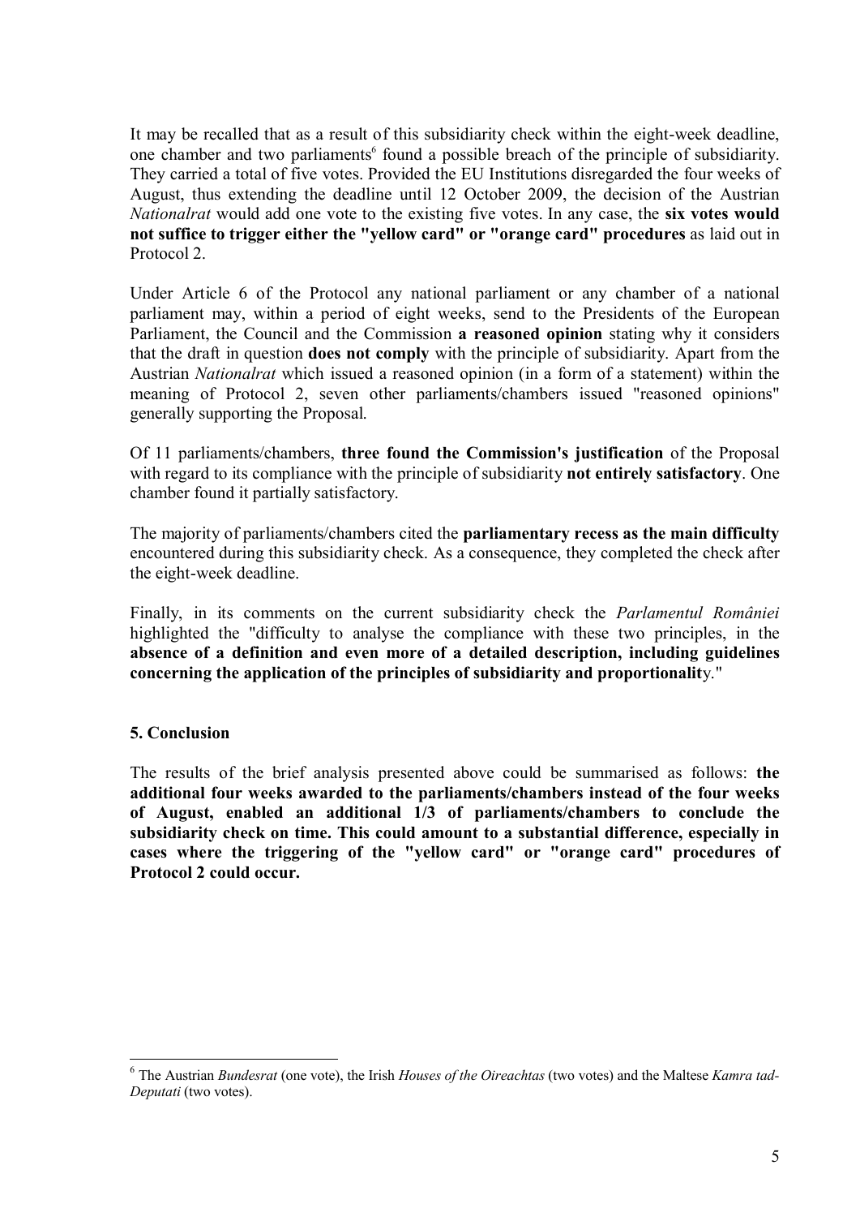It may be recalled that as a result of this subsidiarity check within the eight-week deadline, one chamber and two parliaments[6] found a possible breach of the principle of subsidiarity. They carried a total of five votes. Provided the EU Institutions disregarded the four weeks of August, thus extending the deadline until 12 October 2009, the decision of the Austrian *Nationalrat* would add one vote to the existing five votes. In any case, the **six votes would not suffice to trigger either the "yellow card" or "orange card" procedures** as laid out in Protocol 2.

Under Article 6 of the Protocol any national parliament or any chamber of a national parliament may, within a period of eight weeks, send to the Presidents of the European Parliament, the Council and the Commission **a reasoned opinion** stating why it considers that the draft in question **does not comply** with the principle of subsidiarity. Apart from the Austrian *Nationalrat* which issued a reasoned opinion (in a form of a statement) within the meaning of Protocol 2, seven other parliaments/chambers issued "reasoned opinions" generally supporting the Proposal.

Of 11 parliaments/chambers, **three found the Commission's justification** of the Proposal with regard to its compliance with the principle of subsidiarity **not entirely satisfactory**. One chamber found it partially satisfactory.

The majority of parliaments/chambers cited the **parliamentary recess as the main difficulty** encountered during this subsidiarity check. As a consequence, they completed the check after the eight-week deadline.

Finally, in its comments on the current subsidiarity check the *Parlamentul României* highlighted the "difficulty to analyse the compliance with these two principles, in the **absence of a definition and even more of a detailed description, including guidelines concerning the application of the principles of subsidiarity and proportionalit**y."

## 5. Conclusion

The results of the brief analysis presented above could be summarised as follows: **the additional four weeks awarded to the parliaments/chambers instead of the four weeks of August, enabled an additional 1/3 of parliaments/chambers to conclude the subsidiarity check on time. This could amount to a substantial difference, especially in cases where the triggering of the "yellow card" or "orange card" procedures of Protocol 2 could occur.**

[6] The Austrian *Bundesrat* (one vote), the Irish *Houses of the Oireachtas* (two votes) and the Maltese *Kamra tad-Deputati* (two votes).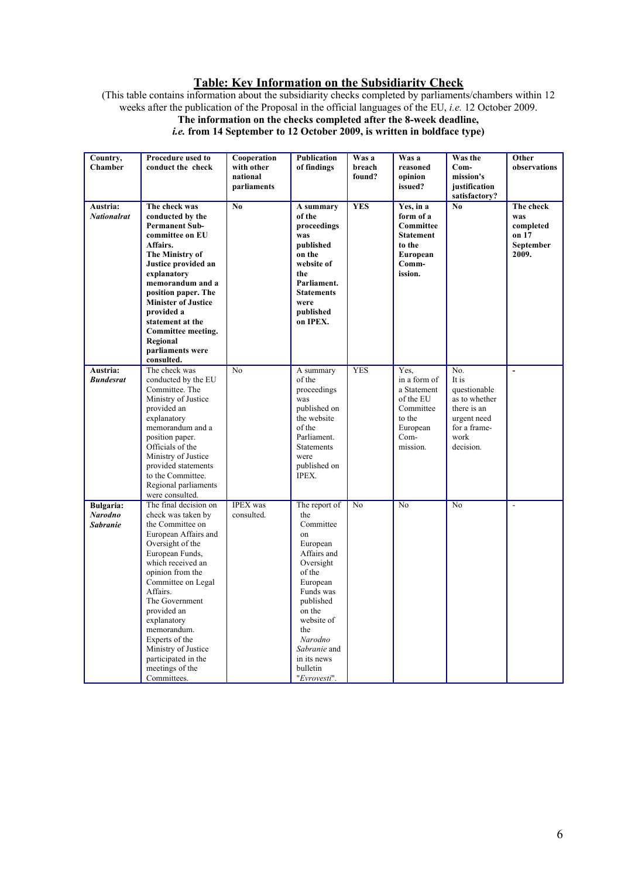## Table: Key Information on the Subsidiarity Check

(This table contains information about the subsidiarity checks completed by parliaments/chambers within 12 weeks after the publication of the Proposal in the official languages of the EU, *i.e.* 12 October 2009.
**The information on the checks completed after the 8-week deadline, *i.e.* from 14 September to 12 October 2009, is written in boldface type)**

| Country, Chamber | Procedure used to conduct the check | Cooperation with other national parliaments | Publication of findings | Was a breach found? | Was a reasoned opinion issued? | Was the Commission's justification satisfactory? | Other observations |
|---|---|---|---|---|---|---|---|
| **Austria: *Nationalrat*** | **The check was conducted by the Permanent Sub-committee on EU Affairs. The Ministry of Justice provided an explanatory memorandum and a position paper. The Minister of Justice provided a statement at the Committee meeting. Regional parliaments were consulted.** | **No** | **A summary of the proceedings was published on the website of the Parliament. Statements were published on IPEX.** | **YES** | **Yes, in a form of a Committee Statement to the European Commission.** | **No** | **The check was completed on 17 September 2009.** |
| **Austria: *Bundesrat*** | The check was conducted by the EU Committee. The Ministry of Justice provided an explanatory memorandum and a position paper. Officials of the Ministry of Justice provided statements to the Committee. Regional parliaments were consulted. | No | A summary of the proceedings was published on the website of the Parliament. Statements were published on IPEX. | YES | Yes, in a form of a Statement of the EU Committee to the European Commission. | No. It is questionable as to whether there is an urgent need for a framework decision. | - |
| **Bulgaria: *Narodno Sabranie*** | The final decision on check was taken by the Committee on European Affairs and Oversight of the European Funds, which received an opinion from the Committee on Legal Affairs. The Government provided an explanatory memorandum. Experts of the Ministry of Justice participated in the meetings of the Committees. | IPEX was consulted. | The report of the Committee on European Affairs and Oversight of the European Funds was published on the website of the *Narodno Sabranie* and in its news bulletin "*Evrovesti*". | No | No | No | - |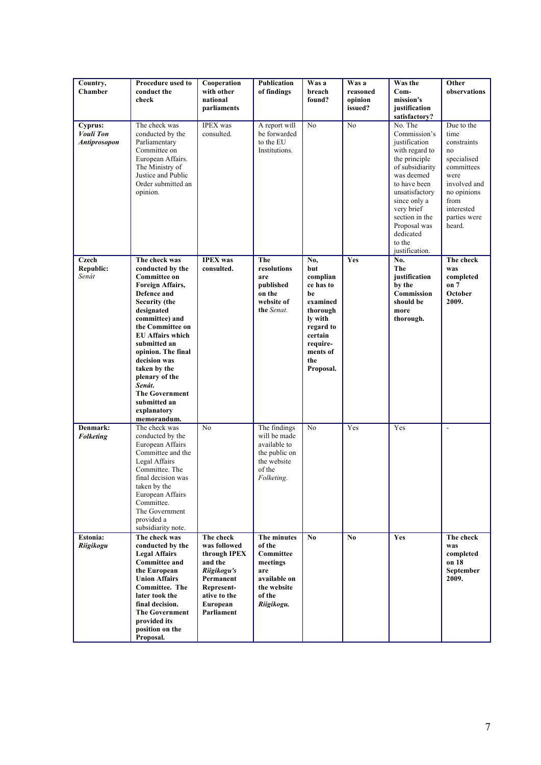| Country, Chamber | Procedure used to conduct the check | Cooperation with other national parliaments | Publication of findings | Was a breach found? | Was a reasoned opinion issued? | Was the Com-mission's justification satisfactory? | Other observations |
|---|---|---|---|---|---|---|---|
| **Cyprus:** ***Vouli Ton Antiprosopon*** | The check was conducted by the Parliamentary Committee on European Affairs. The Ministry of Justice and Public Order submitted an opinion. | IPEX was consulted. | A report will be forwarded to the EU Institutions. | No | No | No. The Commission's justification with regard to the principle of subsidiarity was deemed to have been unsatisfactory since only a very brief section in the Proposal was dedicated to the justification. | Due to the time constraints no specialised committees were involved and no opinions from interested parties were heard. |
| **Czech Republic:** *Senát* | **The check was conducted by the Committee on Foreign Affairs, Defence and Security (the designated committee) and the Committee on EU Affairs which submitted an opinion. The final decision was taken by the plenary of the** ***Senát.*** **The Government submitted an explanatory memorandum.** | **IPEX was consulted.** | **The resolutions are published on the website of the** *Senat.* | **No, but compliance has to be examined thoroughly with regard to certain require-ments of the Proposal.** | **Yes** | **No. The justification by the Commission should be more thorough.** | **The check was completed on 7 October 2009.** |
| **Denmark:** ***Folketing*** | The check was conducted by the European Affairs Committee and the Legal Affairs Committee. The final decision was taken by the European Affairs Committee. The Government provided a subsidiarity note. | No | The findings will be made available to the public on the website of the *Folketing.* | No | Yes | Yes | - |
| **Estonia:** ***Riigikogu*** | **The check was conducted by the Legal Affairs Committee and the European Union Affairs Committee. The later took the final decision. The Government provided its position on the Proposal.** | **The check was followed through IPEX and the** ***Riigikogu's*** **Permanent Represent-ative to the European Parliament** | **The minutes of the Committee meetings are available on the website of the** ***Riigikogu.*** | **No** | **No** | **Yes** | **The check was completed on 18 September 2009.** |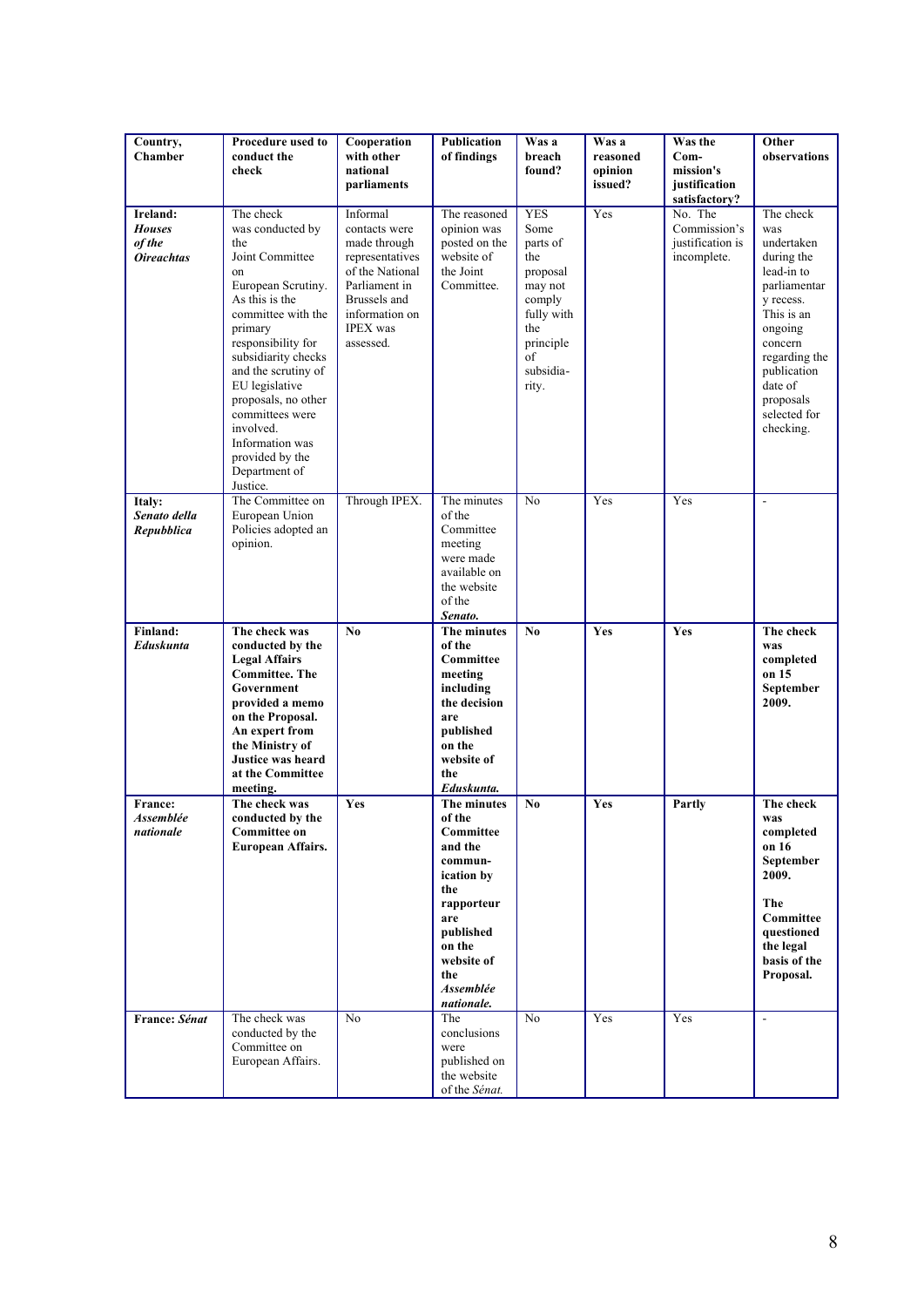| Country, Chamber | Procedure used to conduct the check | Cooperation with other national parliaments | Publication of findings | Was a breach found? | Was a reasoned opinion issued? | Was the Com-mission's justification satisfactory? | Other observations |
|---|---|---|---|---|---|---|---|
| **Ireland:** ***Houses of the Oireachtas*** | The check was conducted by the Joint Committee on European Scrutiny. As this is the committee with the primary responsibility for subsidiarity checks and the scrutiny of EU legislative proposals, no other committees were involved. Information was provided by the Department of Justice. | Informal contacts were made through representatives of the National Parliament in Brussels and information on IPEX was assessed. | The reasoned opinion was posted on the website of the Joint Committee. | YES Some parts of the proposal may not comply fully with the principle of subsidia-rity. | Yes | No. The Commission's justification is incomplete. | The check was undertaken during the lead-in to parliamentary recess. This is an ongoing concern regarding the publication date of proposals selected for checking. |
| **Italy:** ***Senato della Repubblica*** | The Committee on European Union Policies adopted an opinion. | Through IPEX. | The minutes of the Committee meeting were made available on the website of the *Senato*. | No | Yes | Yes | - |
| **Finland:** ***Eduskunta*** | **The check was conducted by the Legal Affairs Committee. The Government provided a memo on the Proposal. An expert from the Ministry of Justice was heard at the Committee meeting.** | **No** | **The minutes of the Committee meeting including the decision are published on the website of the *Eduskunta.*** | **No** | **Yes** | **Yes** | **The check was completed on 15 September 2009.** |
| **France:** ***Assemblée nationale*** | **The check was conducted by the Committee on European Affairs.** | **Yes** | **The minutes of the Committee and the commun-ication by the rapporteur are published on the website of the *Assemblée nationale.*** | **No** | **Yes** | **Partly** | **The check was completed on 16 September 2009.** **The Committee questioned the legal basis of the Proposal.** |
| **France:** ***Sénat*** | The check was conducted by the Committee on European Affairs. | No | The conclusions were published on the website of the *Sénat.* | No | Yes | Yes | - |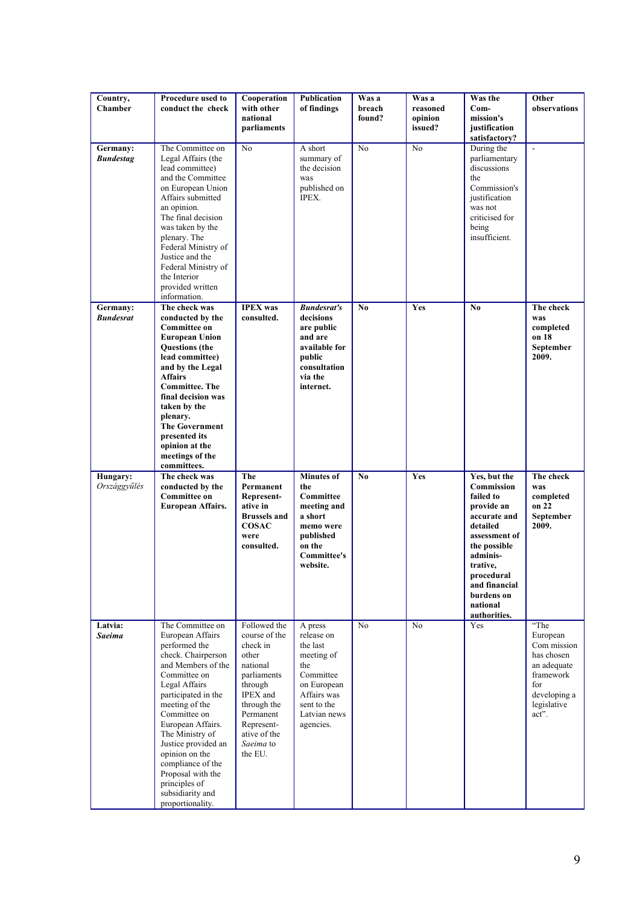| Country, Chamber | Procedure used to conduct the check | Cooperation with other national parliaments | Publication of findings | Was a breach found? | Was a reasoned opinion issued? | Was the Com-mission's justification satisfactory? | Other observations |
|---|---|---|---|---|---|---|---|
| **Germany:** ***Bundestag*** | The Committee on Legal Affairs (the lead committee) and the Committee on European Union Affairs submitted an opinion. The final decision was taken by the plenary. The Federal Ministry of Justice and the Federal Ministry of the Interior provided written information. | No | A short summary of the decision was published on IPEX. | No | No | During the parliamentary discussions the Commission's justification was not criticised for being insufficient. | - |
| **Germany:** ***Bundesrat*** | **The check was conducted by the Committee on European Union Questions (the lead committee) and by the Legal Affairs Committee. The final decision was taken by the plenary. The Government presented its opinion at the meetings of the committees.** | **IPEX was consulted.** | ***Bundesrat's*** **decisions are public and are available for public consultation via the internet.** | **No** | **Yes** | **No** | **The check was completed on 18 September 2009.** |
| **Hungary:** *Országgyűlés* | **The check was conducted by the Committee on European Affairs.** | **The Permanent Represent-ative in Brussels and COSAC were consulted.** | **Minutes of the Committee meeting and a short memo were published on the Committee's website.** | **No** | **Yes** | **Yes, but the Commission failed to provide an accurate and detailed assessment of the possible adminis-trative, procedural and financial burdens on national authorities.** | **The check was completed on 22 September 2009.** |
| **Latvia:** ***Saeima*** | The Committee on European Affairs performed the check. Chairperson and Members of the Committee on Legal Affairs participated in the meeting of the Committee on European Affairs. The Ministry of Justice provided an opinion on the compliance of the Proposal with the principles of subsidiarity and proportionality. | Followed the course of the check in other national parliaments through IPEX and through the Permanent Represent-ative of the *Saeima* to the EU. | A press release on the last meeting of the Committee on European Affairs was sent to the Latvian news agencies. | No | No | Yes | "The European Com mission has chosen an adequate framework for developing a legislative act". |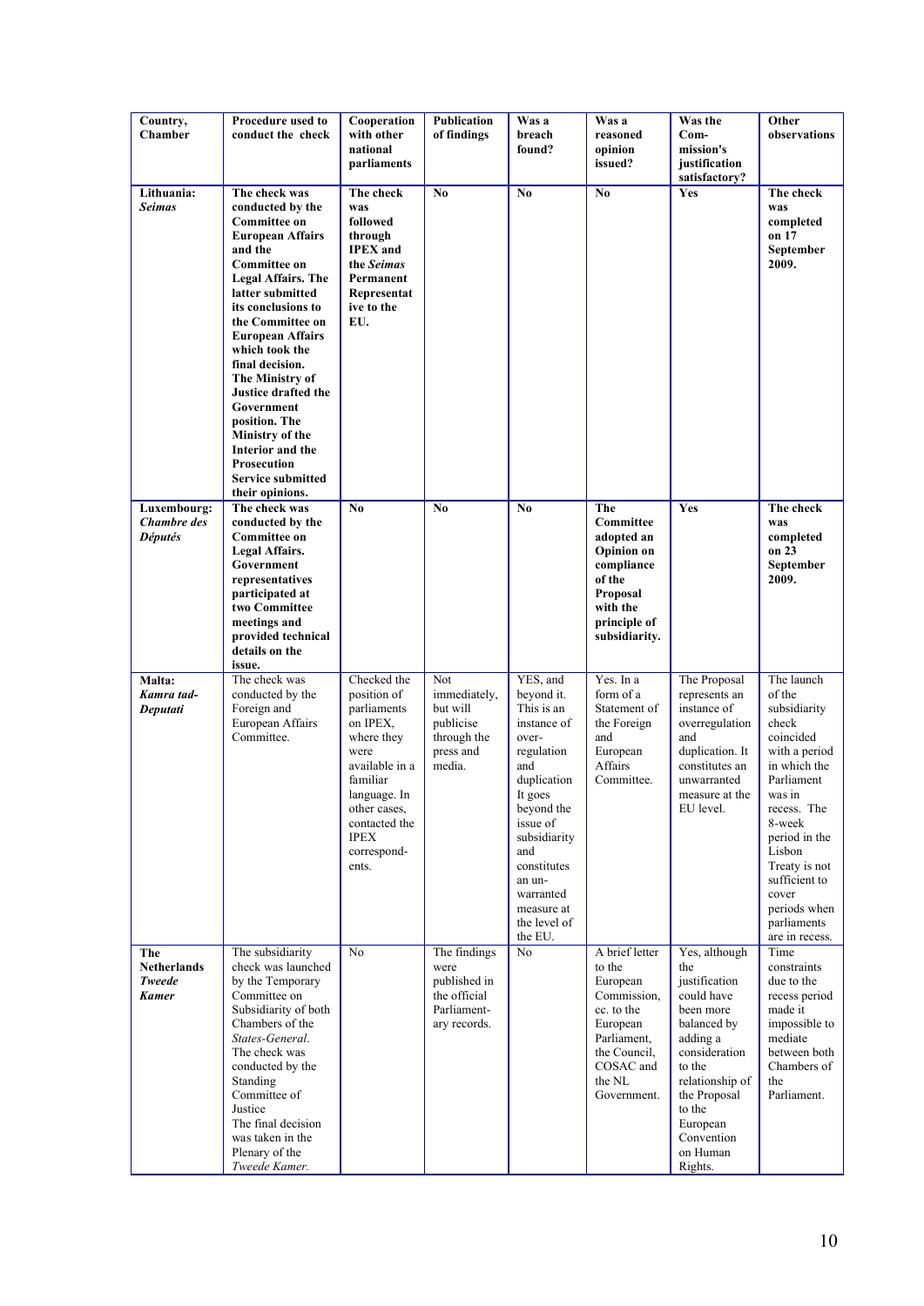| Country, Chamber | Procedure used to conduct the check | Cooperation with other national parliaments | Publication of findings | Was a breach found? | Was a reasoned opinion issued? | Was the Com-mission's justification satisfactory? | Other observations |
|---|---|---|---|---|---|---|---|
| **Lithuania: *Seimas*** | **The check was conducted by the Committee on European Affairs and the Committee on Legal Affairs. The latter submitted its conclusions to the Committee on European Affairs which took the final decision. The Ministry of Justice drafted the Government position. The Ministry of the Interior and the Prosecution Service submitted their opinions.** | **The check was followed through IPEX and the *Seimas* Permanent Representative to the EU.** | **No** | **No** | **No** | **Yes** | **The check was completed on 17 September 2009.** |
| **Luxembourg: *Chambre des Députés*** | **The check was conducted by the Committee on Legal Affairs. Government representatives participated at two Committee meetings and provided technical details on the issue.** | **No** | **No** | **No** | **The Committee adopted an Opinion on compliance of the Proposal with the principle of subsidiarity.** | **Yes** | **The check was completed on 23 September 2009.** |
| **Malta: *Kamra tad-Deputati*** | The check was conducted by the Foreign and European Affairs Committee. | Checked the position of parliaments on IPEX, where they were available in a familiar language. In other cases, contacted the IPEX correspond-ents. | Not immediately, but will publicise through the press and media. | YES, and beyond it. This is an instance of over-regulation and duplication It goes beyond the issue of subsidiarity and constitutes an un-warranted measure at the level of the EU. | Yes. In a form of a Statement of the Foreign and European Affairs Committee. | The Proposal represents an instance of overregulation and duplication. It constitutes an unwarranted measure at the EU level. | The launch of the subsidiarity check coincided with a period in which the Parliament was in recess. The 8-week period in the Lisbon Treaty is not sufficient to cover periods when parliaments are in recess. |
| **The Netherlands *Tweede Kamer*** | The subsidiarity check was launched by the Temporary Committee on Subsidiarity of both Chambers of the *States-General*. The check was conducted by the Standing Committee of Justice The final decision was taken in the Plenary of the *Tweede Kamer.* | No | The findings were published in the official Parliament-ary records. | No | A brief letter to the European Commission, cc. to the European Parliament, the Council, COSAC and the NL Government. | Yes, although the justification could have been more balanced by adding a consideration to the relationship of the Proposal to the European Convention on Human Rights. | Time constraints due to the recess period made it impossible to mediate between both Chambers of the Parliament. |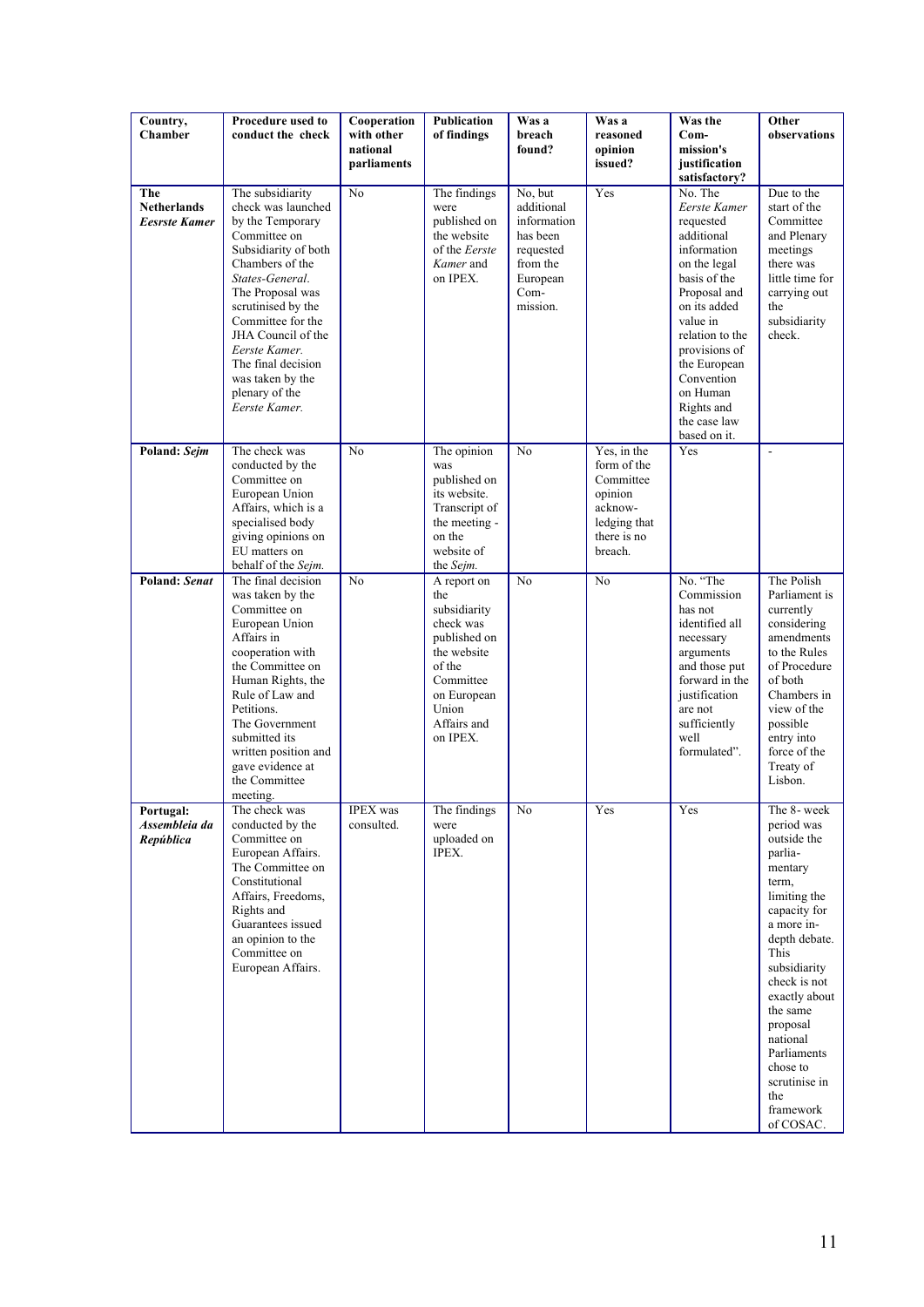| Country, Chamber | Procedure used to conduct the check | Cooperation with other national parliaments | Publication of findings | Was a breach found? | Was a reasoned opinion issued? | Was the Commission's justification satisfactory? | Other observations |
|---|---|---|---|---|---|---|---|
| **The Netherlands *Eesrste Kamer*** | The subsidiarity check was launched by the Temporary Committee on Subsidiarity of both Chambers of the *States-General*. The Proposal was scrutinised by the Committee for the JHA Council of the *Eerste Kamer*. The final decision was taken by the plenary of the *Eerste Kamer*. | No | The findings were published on the website of the *Eerste Kamer* and on IPEX. | No, but additional information has been requested from the European Commission. | Yes | No. The *Eerste Kamer* requested additional information on the legal basis of the Proposal and on its added value in relation to the provisions of the European Convention on Human Rights and the case law based on it. | Due to the start of the Committee and Plenary meetings there was little time for carrying out the subsidiarity check. |
| **Poland: *Sejm*** | The check was conducted by the Committee on European Union Affairs, which is a specialised body giving opinions on EU matters on behalf of the *Sejm*. | No | The opinion was published on its website. Transcript of the meeting - on the website of the *Sejm*. | No | Yes, in the form of the Committee opinion acknowledging that there is no breach. | Yes | - |
| **Poland: *Senat*** | The final decision was taken by the Committee on European Union Affairs in cooperation with the Committee on Human Rights, the Rule of Law and Petitions. The Government submitted its written position and gave evidence at the Committee meeting. | No | A report on the subsidiarity check was published on the website of the Committee on European Union Affairs and on IPEX. | No | No | No. "The Commission has not identified all necessary arguments and those put forward in the justification are not sufficiently well formulated". | The Polish Parliament is currently considering amendments to the Rules of Procedure of both Chambers in view of the possible entry into force of the Treaty of Lisbon. |
| **Portugal: *Assembleia da República*** | The check was conducted by the Committee on European Affairs. The Committee on Constitutional Affairs, Freedoms, Rights and Guarantees issued an opinion to the Committee on European Affairs. | IPEX was consulted. | The findings were uploaded on IPEX. | No | Yes | Yes | The 8- week period was outside the parliamentary term, limiting the capacity for a more in-depth debate. This subsidiarity check is not exactly about the same proposal national Parliaments chose to scrutinise in the framework of COSAC. |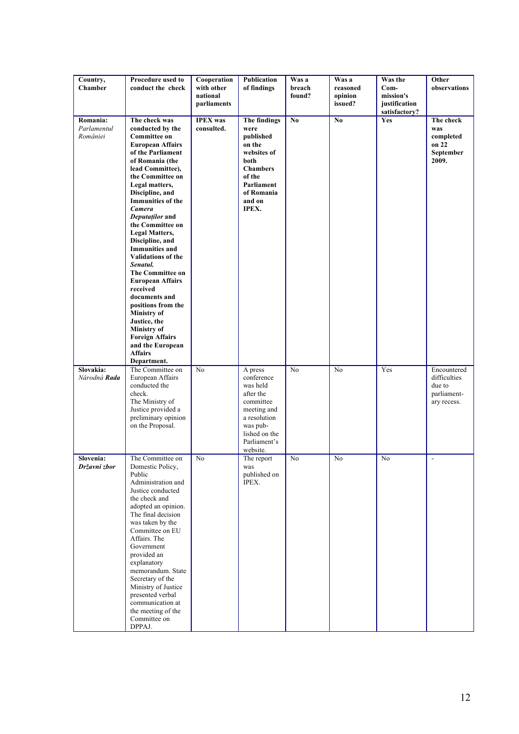| Country, Chamber | Procedure used to conduct the check | Cooperation with other national parliaments | Publication of findings | Was a breach found? | Was a reasoned opinion issued? | Was the Com-mission's justification satisfactory? | Other observations |
|---|---|---|---|---|---|---|---|
| **Romania:** *Parlamentul României* | **The check was conducted by the Committee on European Affairs of the Parliament of Romania (the lead Committee), the Committee on Legal matters, Discipline, and Immunities of the *Camera Deputaților* and the Committee on Legal Matters, Discipline, and Immunities and Validations of the *Senatul*. The Committee on European Affairs received documents and positions from the Ministry of Justice, the Ministry of Foreign Affairs and the European Affairs Department.** | **IPEX was consulted.** | **The findings were published on the websites of both Chambers of the Parliament of Romania and on IPEX.** | **No** | **No** | **Yes** | **The check was completed on 22 September 2009.** |
| **Slovakia:** *Národná **Rada*** | The Committee on European Affairs conducted the check. The Ministry of Justice provided a preliminary opinion on the Proposal. | No | A press conference was held after the committee meeting and a resolution was pub-lished on the Parliament's website. | No | No | Yes | Encountered difficulties due to parliament-ary recess. |
| **Slovenia:** ***Državni zbor*** | The Committee on Domestic Policy, Public Administration and Justice conducted the check and adopted an opinion. The final decision was taken by the Committee on EU Affairs. The Government provided an explanatory memorandum. State Secretary of the Ministry of Justice presented verbal communication at the meeting of the Committee on DPPAJ. | No | The report was published on IPEX. | No | No | No | - |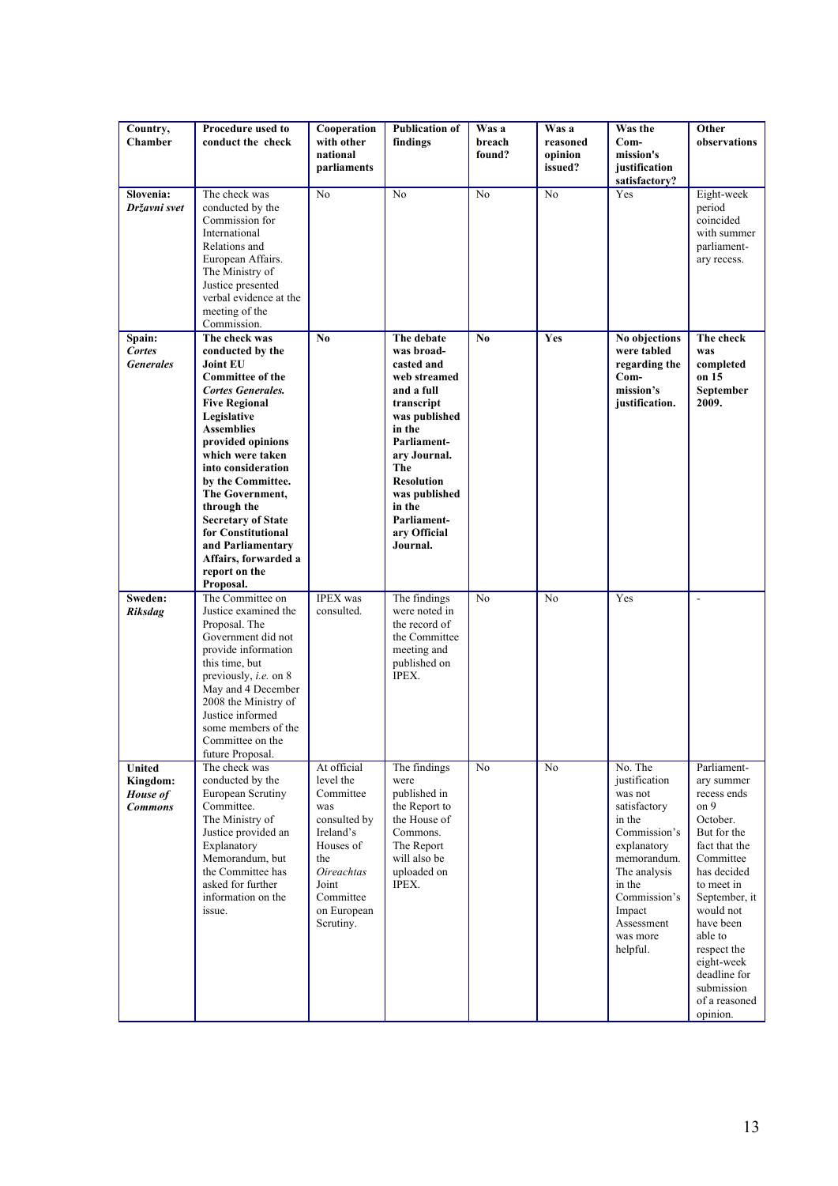| Country, Chamber | Procedure used to conduct the check | Cooperation with other national parliaments | Publication of findings | Was a breach found? | Was a reasoned opinion issued? | Was the Com-mission's justification satisfactory? | Other observations |
|---|---|---|---|---|---|---|---|
| **Slovenia:** ***Državni svet*** | The check was conducted by the Commission for International Relations and European Affairs. The Ministry of Justice presented verbal evidence at the meeting of the Commission. | No | No | No | No | Yes | Eight-week period coincided with summer parliament-ary recess. |
| **Spain:** ***Cortes Generales*** | **The check was conducted by the Joint EU Committee of the *Cortes Generales.* Five Regional Legislative Assemblies provided opinions which were taken into consideration by the Committee. The Government, through the Secretary of State for Constitutional and Parliamentary Affairs, forwarded a report on the Proposal.** | **No** | **The debate was broad-casted and web streamed and a full transcript was published in the Parliament-ary Journal. The Resolution was published in the Parliament-ary Official Journal.** | **No** | **Yes** | **No objections were tabled regarding the Com-mission's justification.** | **The check was completed on 15 September 2009.** |
| **Sweden:** ***Riksdag*** | The Committee on Justice examined the Proposal. The Government did not provide information this time, but previously, *i.e.* on 8 May and 4 December 2008 the Ministry of Justice informed some members of the Committee on the future Proposal. | IPEX was consulted. | The findings were noted in the record of the Committee meeting and published on IPEX. | No | No | Yes | - |
| **United Kingdom:** ***House of Commons*** | The check was conducted by the European Scrutiny Committee. The Ministry of Justice provided an Explanatory Memorandum, but the Committee has asked for further information on the issue. | At official level the Committee was consulted by Ireland's Houses of the *Oireachtas* Joint Committee on European Scrutiny. | The findings were published in the Report to the House of Commons. The Report will also be uploaded on IPEX. | No | No | No. The justification was not satisfactory in the Commission's explanatory memorandum. The analysis in the Commission's Impact Assessment was more helpful. | Parliament-ary summer recess ends on 9 October. But for the fact that the Committee has decided to meet in September, it would not have been able to respect the eight-week deadline for submission of a reasoned opinion. |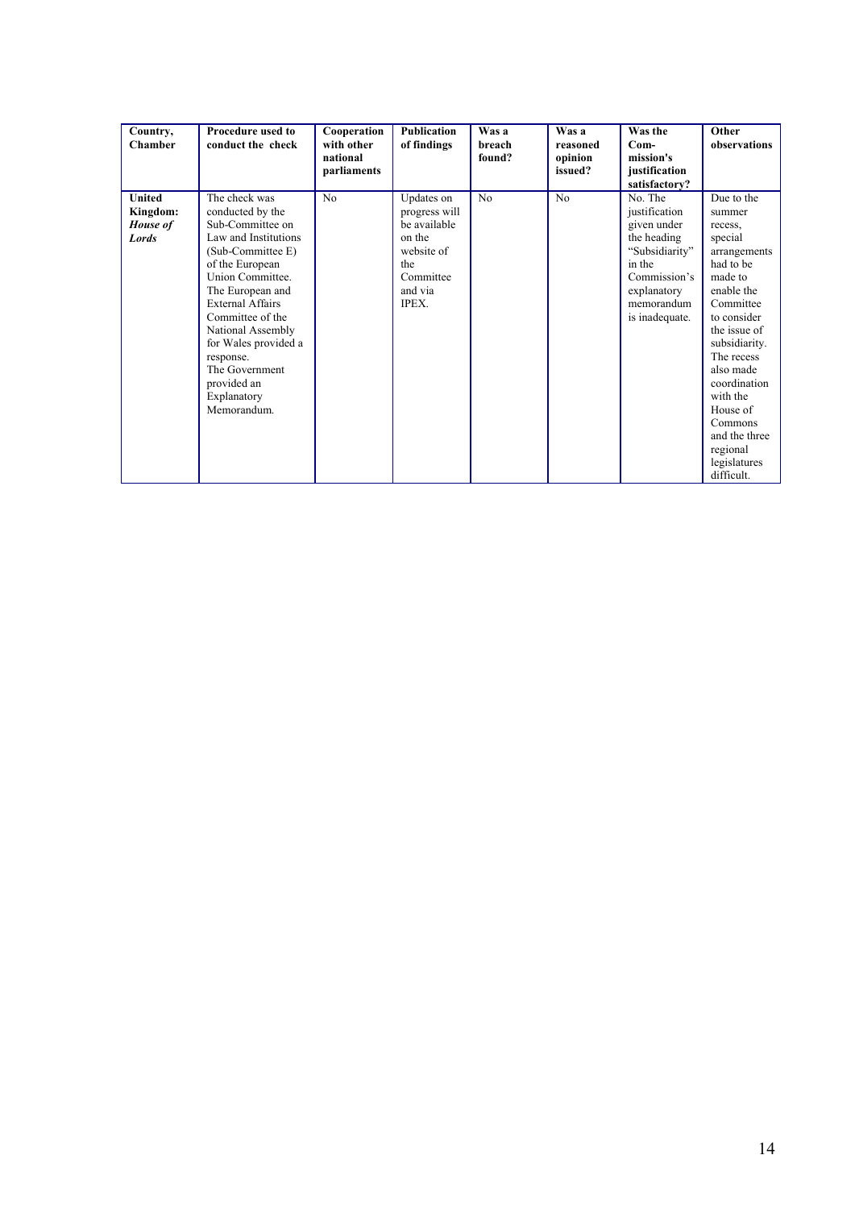| Country, Chamber | Procedure used to conduct the check | Cooperation with other national parliaments | Publication of findings | Was a breach found? | Was a reasoned opinion issued? | Was the Com-mission's justification satisfactory? | Other observations |
|---|---|---|---|---|---|---|---|
| **United Kingdom: *House of Lords*** | The check was conducted by the Sub-Committee on Law and Institutions (Sub-Committee E) of the European Union Committee. The European and External Affairs Committee of the National Assembly for Wales provided a response. The Government provided an Explanatory Memorandum. | No | Updates on progress will be available on the website of the Committee and via IPEX. | No | No | No. The justification given under the heading "Subsidiarity" in the Commission's explanatory memorandum is inadequate. | Due to the summer recess, special arrangements had to be made to enable the Committee to consider the issue of subsidiarity. The recess also made coordination with the House of Commons and the three regional legislatures difficult. |